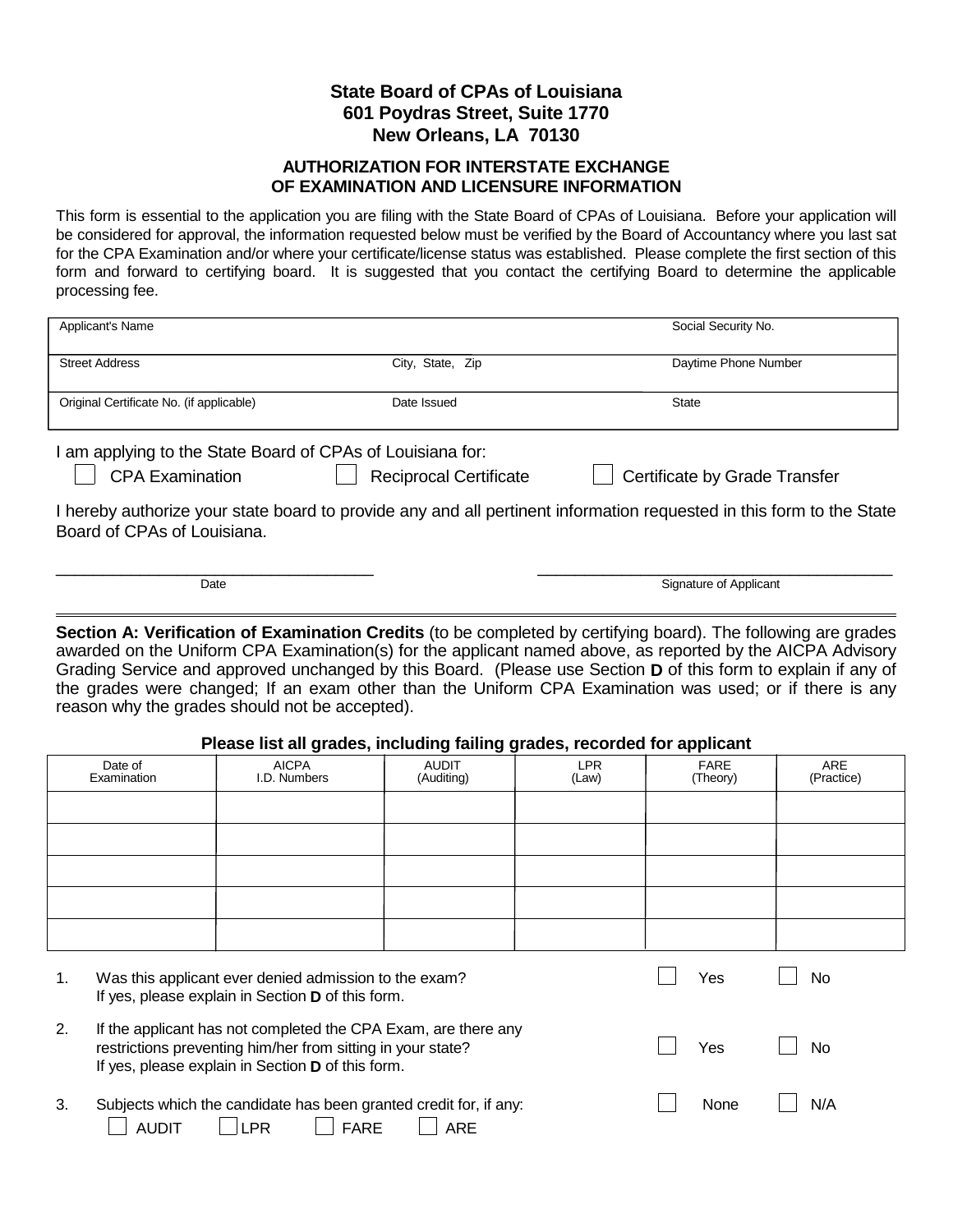**State Board of CPAs of Louisiana**
**601 Poydras Street, Suite 1770**
**New Orleans, LA 70130**

## AUTHORIZATION FOR INTERSTATE EXCHANGE OF EXAMINATION AND LICENSURE INFORMATION

This form is essential to the application you are filing with the State Board of CPAs of Louisiana. Before your application will be considered for approval, the information requested below must be verified by the Board of Accountancy where you last sat for the CPA Examination and/or where your certificate/license status was established. Please complete the first section of this form and forward to certifying board. It is suggested that you contact the certifying Board to determine the applicable processing fee.

| Applicant's Name | | Social Security No. |
|---|---|---|
| Street Address | City, State, Zip | Daytime Phone Number |
| Original Certificate No. (if applicable) | Date Issued | State |

I am applying to the State Board of CPAs of Louisiana for:

☐ CPA Examination ☐ Reciprocal Certificate ☐ Certificate by Grade Transfer

I hereby authorize your state board to provide any and all pertinent information requested in this form to the State Board of CPAs of Louisiana.

\_\_\_\_\_\_\_\_\_\_\_\_\_\_\_\_\_\_\_\_\_\_\_\_\_\_\_\_\_\_ \_\_\_\_\_\_\_\_\_\_\_\_\_\_\_\_\_\_\_\_\_\_\_\_\_\_\_\_\_\_\_\_\_\_\_\_
Date Signature of Applicant

---

**Section A: Verification of Examination Credits** (to be completed by certifying board). The following are grades awarded on the Uniform CPA Examination(s) for the applicant named above, as reported by the AICPA Advisory Grading Service and approved unchanged by this Board. (Please use Section **D** of this form to explain if any of the grades were changed; If an exam other than the Uniform CPA Examination was used; or if there is any reason why the grades should not be accepted).

**Please list all grades, including failing grades, recorded for applicant**

| Date of Examination | AICPA I.D. Numbers | AUDIT (Auditing) | LPR (Law) | FARE (Theory) | ARE (Practice) |
|---|---|---|---|---|---|
| | | | | | |
| | | | | | |
| | | | | | |
| | | | | | |
| | | | | | |

1. Was this applicant ever denied admission to the exam? ☐ Yes ☐ No
   If yes, please explain in Section **D** of this form.

2. If the applicant has not completed the CPA Exam, are there any restrictions preventing him/her from sitting in your state? ☐ Yes ☐ No
   If yes, please explain in Section **D** of this form.

3. Subjects which the candidate has been granted credit for, if any: ☐ None ☐ N/A
   ☐ AUDIT ☐ LPR ☐ FARE ☐ ARE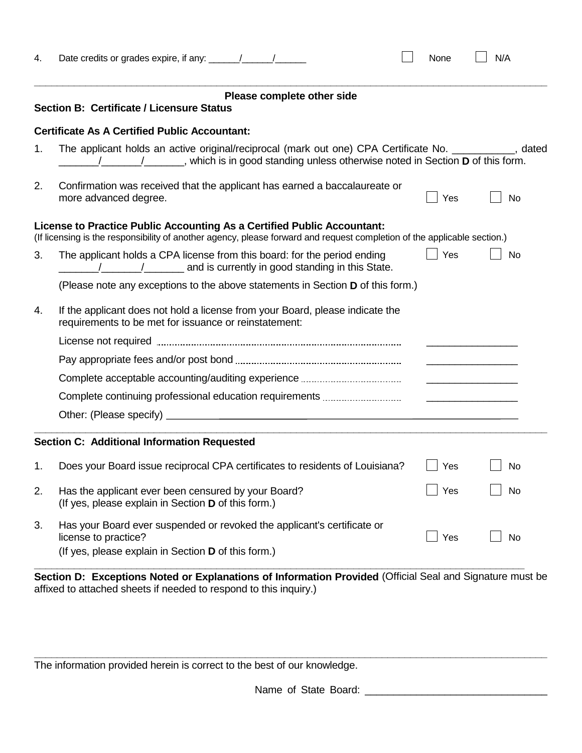4. Date credits or grades expire, if any: ______/______/______ ☐ None ☐ N/A

---

**Please complete other side**

## Section B: Certificate / Licensure Status

**Certificate As A Certified Public Accountant:**

1. The applicant holds an active original/reciprocal (mark out one) CPA Certificate No. ___________, dated _______/_______/_______, which is in good standing unless otherwise noted in Section **D** of this form.

2. Confirmation was received that the applicant has earned a baccalaureate or more advanced degree. ☐ Yes ☐ No

**License to Practice Public Accounting As a Certified Public Accountant:**
(If licensing is the responsibility of another agency, please forward and request completion of the applicable section.)

3. The applicant holds a CPA license from this board: for the period ending _______/_______/_______ and is currently in good standing in this State. ☐ Yes ☐ No

   (Please note any exceptions to the above statements in Section **D** of this form.)

4. If the applicant does not hold a license from your Board, please indicate the requirements to be met for issuance or reinstatement:

   License not required .......................................... ________________

   Pay appropriate fees and/or post bond .......................................... ________________

   Complete acceptable accounting/auditing experience .......................................... ________________

   Complete continuing professional education requirements .......................................... ________________

   Other: (Please specify) ____________________________________________________________

---

## Section C: Additional Information Requested

1. Does your Board issue reciprocal CPA certificates to residents of Louisiana? ☐ Yes ☐ No

2. Has the applicant ever been censured by your Board? ☐ Yes ☐ No
   (If yes, please explain in Section **D** of this form.)

3. Has your Board ever suspended or revoked the applicant's certificate or license to practice? ☐ Yes ☐ No
   (If yes, please explain in Section **D** of this form.)

---

**Section D: Exceptions Noted or Explanations of Information Provided** (Official Seal and Signature must be affixed to attached sheets if needed to respond to this inquiry.)

---

The information provided herein is correct to the best of our knowledge.

Name of State Board: ________________________________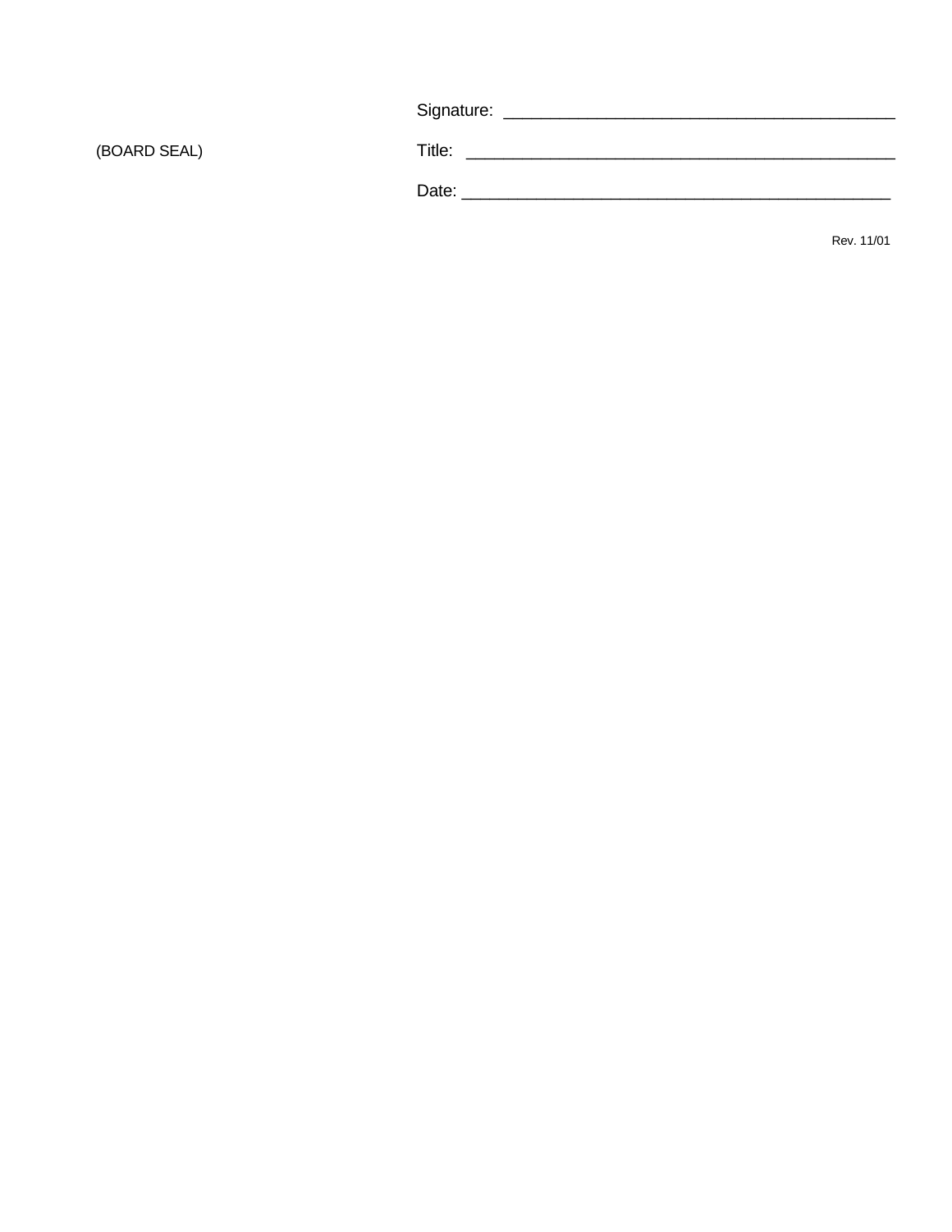(BOARD SEAL)

Signature: ________________________________________

Title: ________________________________________

Date: ________________________________________

Rev. 11/01